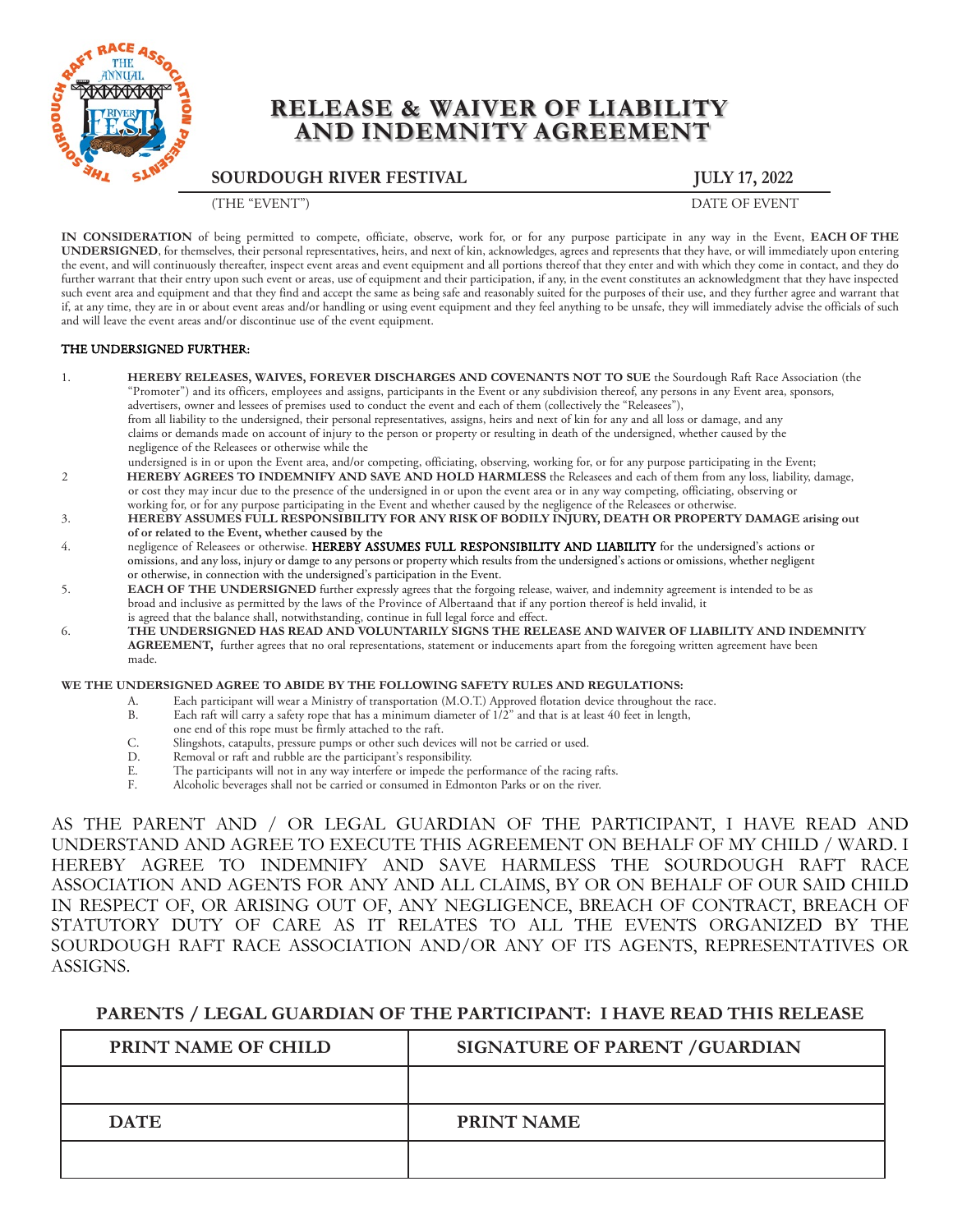# RELEASE & WAIVER OF LIABILITY AND INDEMNITY AGREEMENT

| **SOURDOUGH RIVER FESTIVAL** | **JULY 17, 2022** |
|---|---|
| (THE "EVENT") | DATE OF EVENT |

**IN CONSIDERATION** of being permitted to compete, officiate, observe, work for, or for any purpose participate in any way in the Event, **EACH OF THE UNDERSIGNED**, for themselves, their personal representatives, heirs, and next of kin, acknowledges, agrees and represents that they have, or will immediately upon entering the event, and will continuously thereafter, inspect event areas and event equipment and all portions thereof that they enter and with which they come in contact, and they do further warrant that their entry upon such event or areas, use of equipment and their participation, if any, in the event constitutes an acknowledgment that they have inspected such event area and equipment and that they find and accept the same as being safe and reasonably suited for the purposes of their use, and they further agree and warrant that if, at any time, they are in or about event areas and/or handling or using event equipment and they feel anything to be unsafe, they will immediately advise the officials of such and will leave the event areas and/or discontinue use of the event equipment.

**THE UNDERSIGNED FURTHER:**

1. **HEREBY RELEASES, WAIVES, FOREVER DISCHARGES AND COVENANTS NOT TO SUE** the Sourdough Raft Race Association (the "Promoter") and its officers, employees and assigns, participants in the Event or any subdivision thereof, any persons in any Event area, sponsors, advertisers, owner and lessees of premises used to conduct the event and each of them (collectively the "Releasees"), from all liability to the undersigned, their personal representatives, assigns, heirs and next of kin for any and all loss or damage, and any claims or demands made on account of injury to the person or property or resulting in death of the undersigned, whether caused by the negligence of the Releasees or otherwise while the undersigned is in or upon the Event area, and/or competing, officiating, observing, working for, or for any purpose participating in the Event;
2. **HEREBY AGREES TO INDEMNIFY AND SAVE AND HOLD HARMLESS** the Releasees and each of them from any loss, liability, damage, or cost they may incur due to the presence of the undersigned in or upon the event area or in any way competing, officiating, observing or working for, or for any purpose participating in the Event and whether caused by the negligence of the Releasees or otherwise.
3. **HEREBY ASSUMES FULL RESPONSIBILITY FOR ANY RISK OF BODILY INJURY, DEATH OR PROPERTY DAMAGE arising out of or related to the Event, whether caused by the**
4. negligence of Releasees or otherwise. **HEREBY ASSUMES FULL RESPONSIBILITY AND LIABILITY** for the undersigned's actions or omissions, and any loss, injury or damge to any persons or property which results from the undersigned's actions or omissions, whether negligent or otherwise, in connection with the undersigned's participation in the Event.
5. **EACH OF THE UNDERSIGNED** further expressly agrees that the forgoing release, waiver, and indemnity agreement is intended to be as broad and inclusive as permitted by the laws of the Province of Albertaand that if any portion thereof is held invalid, it is agreed that the balance shall, notwithstanding, continue in full legal force and effect.
6. **THE UNDERSIGNED HAS READ AND VOLUNTARILY SIGNS THE RELEASE AND WAIVER OF LIABILITY AND INDEMNITY AGREEMENT,** further agrees that no oral representations, statement or inducements apart from the foregoing written agreement have been made.

**WE THE UNDERSIGNED AGREE TO ABIDE BY THE FOLLOWING SAFETY RULES AND REGULATIONS:**

A. Each participant will wear a Ministry of transportation (M.O.T.) Approved flotation device throughout the race.
B. Each raft will carry a safety rope that has a minimum diameter of 1/2" and that is at least 40 feet in length, one end of this rope must be firmly attached to the raft.
C. Slingshots, catapults, pressure pumps or other such devices will not be carried or used.
D. Removal or raft and rubble are the participant's responsibility.
E. The participants will not in any way interfere or impede the performance of the racing rafts.
F. Alcoholic beverages shall not be carried or consumed in Edmonton Parks or on the river.

AS THE PARENT AND / OR LEGAL GUARDIAN OF THE PARTICIPANT, I HAVE READ AND UNDERSTAND AND AGREE TO EXECUTE THIS AGREEMENT ON BEHALF OF MY CHILD / WARD. I HEREBY AGREE TO INDEMNIFY AND SAVE HARMLESS THE SOURDOUGH RAFT RACE ASSOCIATION AND AGENTS FOR ANY AND ALL CLAIMS, BY OR ON BEHALF OF OUR SAID CHILD IN RESPECT OF, OR ARISING OUT OF, ANY NEGLIGENCE, BREACH OF CONTRACT, BREACH OF STATUTORY DUTY OF CARE AS IT RELATES TO ALL THE EVENTS ORGANIZED BY THE SOURDOUGH RAFT RACE ASSOCIATION AND/OR ANY OF ITS AGENTS, REPRESENTATIVES OR ASSIGNS.

## PARENTS / LEGAL GUARDIAN OF THE PARTICIPANT: I HAVE READ THIS RELEASE

| PRINT NAME OF CHILD | SIGNATURE OF PARENT /GUARDIAN |
|---|---|
| | |
| **DATE** | **PRINT NAME** |
| | |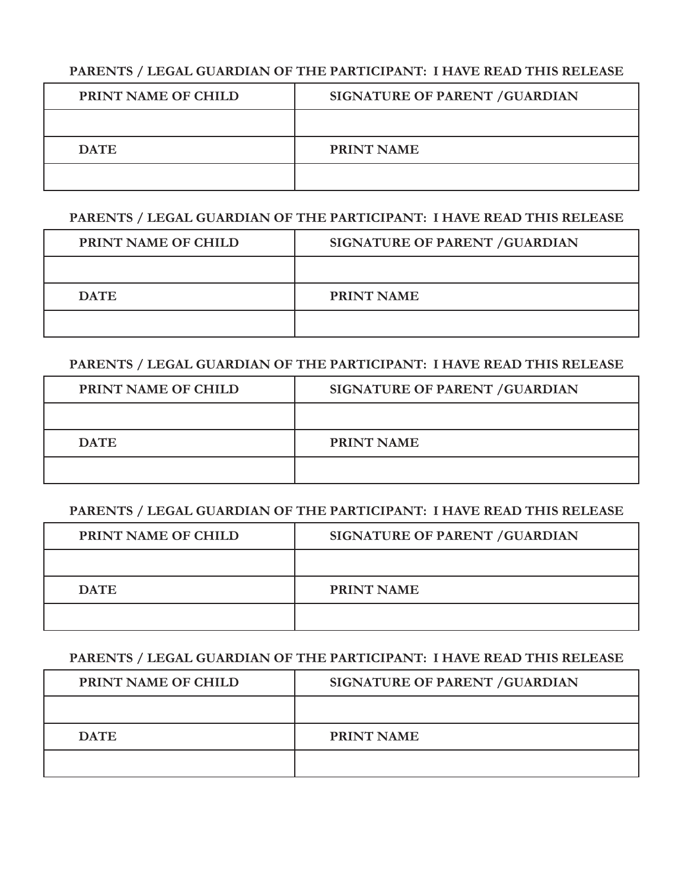**PARENTS / LEGAL GUARDIAN OF THE PARTICIPANT: I HAVE READ THIS RELEASE**

| **PRINT NAME OF CHILD** | **SIGNATURE OF PARENT /GUARDIAN** |
| --- | --- |
| | |
| **DATE** | **PRINT NAME** |
| | |

**PARENTS / LEGAL GUARDIAN OF THE PARTICIPANT: I HAVE READ THIS RELEASE**

| **PRINT NAME OF CHILD** | **SIGNATURE OF PARENT /GUARDIAN** |
| --- | --- |
| | |
| **DATE** | **PRINT NAME** |
| | |

**PARENTS / LEGAL GUARDIAN OF THE PARTICIPANT: I HAVE READ THIS RELEASE**

| **PRINT NAME OF CHILD** | **SIGNATURE OF PARENT /GUARDIAN** |
| --- | --- |
| | |
| **DATE** | **PRINT NAME** |
| | |

**PARENTS / LEGAL GUARDIAN OF THE PARTICIPANT: I HAVE READ THIS RELEASE**

| **PRINT NAME OF CHILD** | **SIGNATURE OF PARENT /GUARDIAN** |
| --- | --- |
| | |
| **DATE** | **PRINT NAME** |
| | |

**PARENTS / LEGAL GUARDIAN OF THE PARTICIPANT: I HAVE READ THIS RELEASE**

| **PRINT NAME OF CHILD** | **SIGNATURE OF PARENT /GUARDIAN** |
| --- | --- |
| | |
| **DATE** | **PRINT NAME** |
| | |